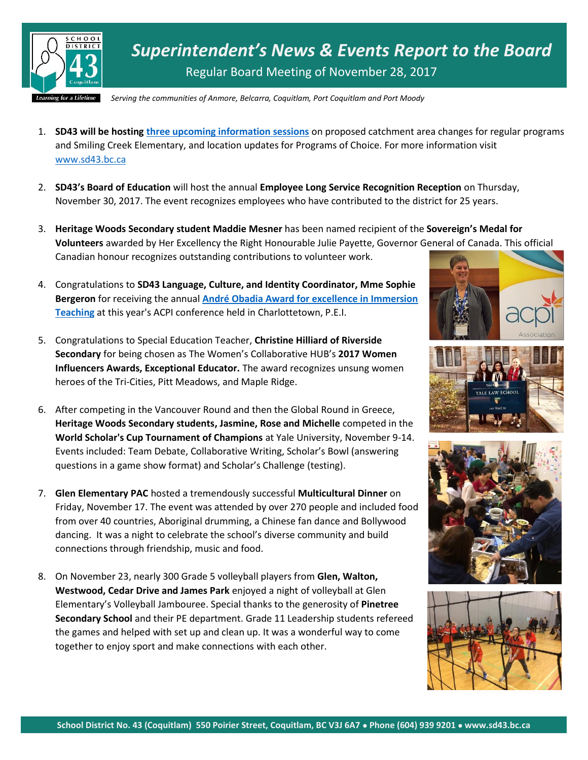# *Superintendent's News & Events Report to the Board*

Regular Board Meeting of November 28, 2017

*Serving the communities of Anmore, Belcarra, Coquitlam, Port Coquitlam and Port Moody*

1. **SD43 will be hosting** **three upcoming information sessions** on proposed catchment area changes for regular programs and Smiling Creek Elementary, and location updates for Programs of Choice. For more information visit www.sd43.bc.ca

2. **SD43's Board of Education** will host the annual **Employee Long Service Recognition Reception** on Thursday, November 30, 2017. The event recognizes employees who have contributed to the district for 25 years.

3. **Heritage Woods Secondary student Maddie Mesner** has been named recipient of the **Sovereign's Medal for Volunteers** awarded by Her Excellency the Right Honourable Julie Payette, Governor General of Canada. This official Canadian honour recognizes outstanding contributions to volunteer work.

4. Congratulations to **SD43 Language, Culture, and Identity Coordinator, Mme Sophie Bergeron** for receiving the annual **André Obadia Award for excellence in Immersion Teaching** at this year's ACPI conference held in Charlottetown, P.E.I.

5. Congratulations to Special Education Teacher, **Christine Hilliard of Riverside Secondary** for being chosen as The Women's Collaborative HUB's **2017 Women Influencers Awards, Exceptional Educator.** The award recognizes unsung women heroes of the Tri-Cities, Pitt Meadows, and Maple Ridge.

6. After competing in the Vancouver Round and then the Global Round in Greece, **Heritage Woods Secondary students, Jasmine, Rose and Michelle** competed in the **World Scholar's Cup Tournament of Champions** at Yale University, November 9-14. Events included: Team Debate, Collaborative Writing, Scholar's Bowl (answering questions in a game show format) and Scholar's Challenge (testing).

7. **Glen Elementary PAC** hosted a tremendously successful **Multicultural Dinner** on Friday, November 17. The event was attended by over 270 people and included food from over 40 countries, Aboriginal drumming, a Chinese fan dance and Bollywood dancing. It was a night to celebrate the school's diverse community and build connections through friendship, music and food.

8. On November 23, nearly 300 Grade 5 volleyball players from **Glen, Walton, Westwood, Cedar Drive and James Park** enjoyed a night of volleyball at Glen Elementary's Volleyball Jambouree. Special thanks to the generosity of **Pinetree Secondary School** and their PE department. Grade 11 Leadership students refereed the games and helped with set up and clean up. It was a wonderful way to come together to enjoy sport and make connections with each other.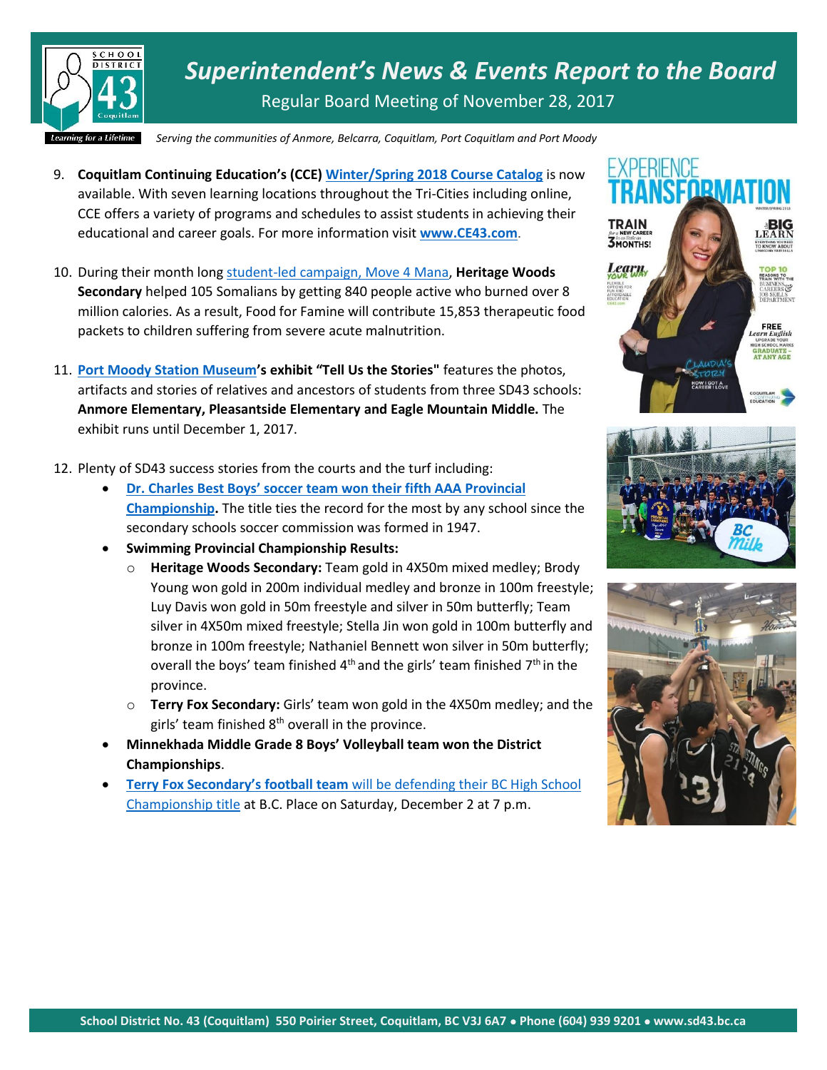# Superintendent's News & Events Report to the Board

Regular Board Meeting of November 28, 2017

*Serving the communities of Anmore, Belcarra, Coquitlam, Port Coquitlam and Port Moody*

9. **Coquitlam Continuing Education's (CCE)** **Winter/Spring 2018 Course Catalog** is now available. With seven learning locations throughout the Tri-Cities including online, CCE offers a variety of programs and schedules to assist students in achieving their educational and career goals. For more information visit **www.CE43.com**.

10. During their month long student-led campaign, Move 4 Mana, **Heritage Woods Secondary** helped 105 Somalians by getting 840 people active who burned over 8 million calories. As a result, Food for Famine will contribute 15,853 therapeutic food packets to children suffering from severe acute malnutrition.

11. **Port Moody Station Museum's exhibit "Tell Us the Stories"** features the photos, artifacts and stories of relatives and ancestors of students from three SD43 schools: **Anmore Elementary, Pleasantside Elementary and Eagle Mountain Middle.** The exhibit runs until December 1, 2017.

12. Plenty of SD43 success stories from the courts and the turf including:
    - **Dr. Charles Best Boys' soccer team won their fifth AAA Provincial Championship.** The title ties the record for the most by any school since the secondary schools soccer commission was formed in 1947.
    - **Swimming Provincial Championship Results:**
        - **Heritage Woods Secondary:** Team gold in 4X50m mixed medley; Brody Young won gold in 200m individual medley and bronze in 100m freestyle; Luy Davis won gold in 50m freestyle and silver in 50m butterfly; Team silver in 4X50m mixed freestyle; Stella Jin won gold in 100m butterfly and bronze in 100m freestyle; Nathaniel Bennett won silver in 50m butterfly; overall the boys' team finished 4th and the girls' team finished 7th in the province.
        - **Terry Fox Secondary:** Girls' team won gold in the 4X50m medley; and the girls' team finished 8th overall in the province.
    - **Minnekhada Middle Grade 8 Boys' Volleyball team won the District Championships**.
    - **Terry Fox Secondary's football team** will be defending their BC High School Championship title at B.C. Place on Saturday, December 2 at 7 p.m.